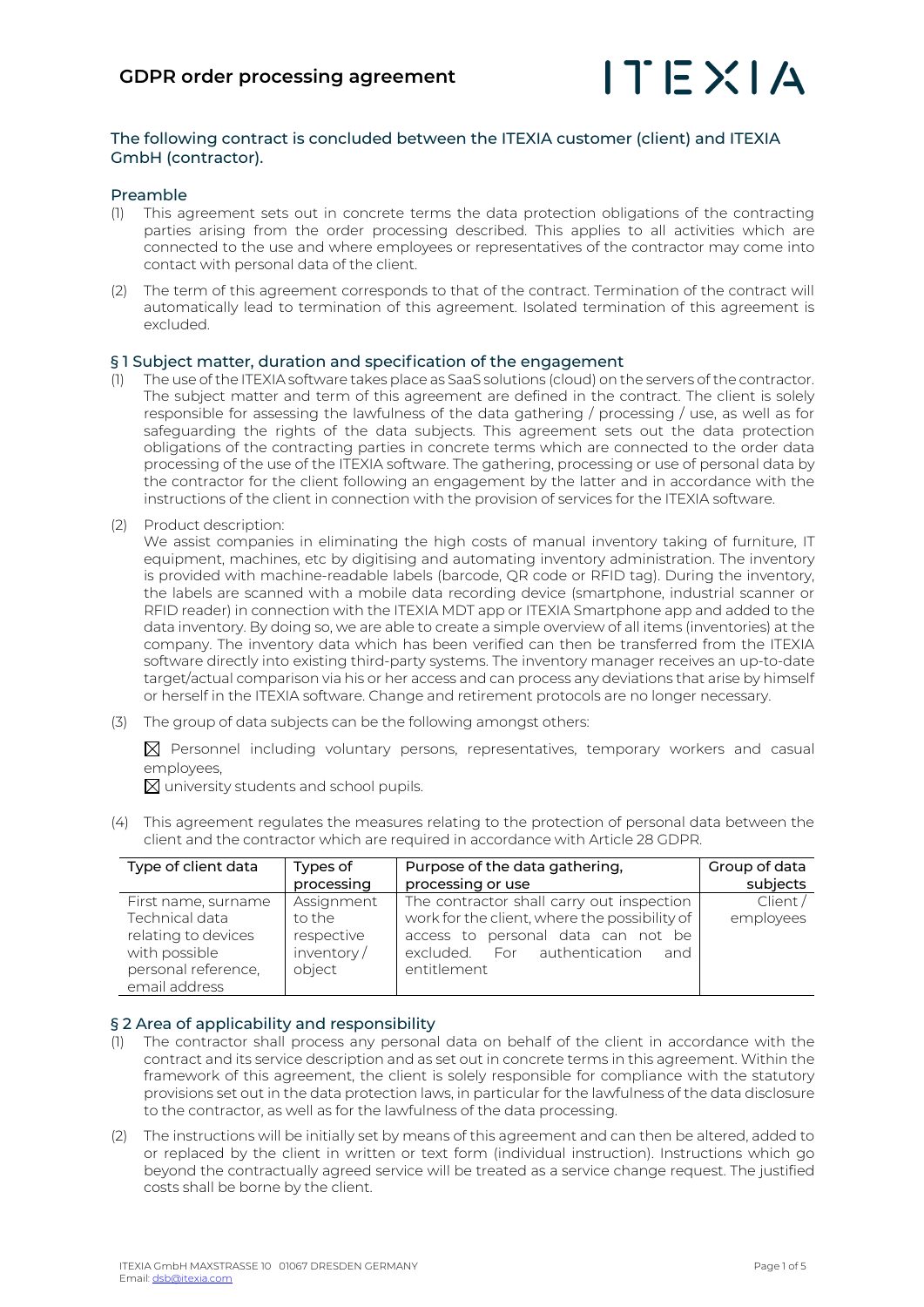# GDPR order processing agreement

ITEXIA

The following contract is concluded between the ITEXIA customer (client) and ITEXIA GmbH (contractor).

## Preamble

(1) This agreement sets out in concrete terms the data protection obligations of the contracting parties arising from the order processing described. This applies to all activities which are connected to the use and where employees or representatives of the contractor may come into contact with personal data of the client.

(2) The term of this agreement corresponds to that of the contract. Termination of the contract will automatically lead to termination of this agreement. Isolated termination of this agreement is excluded.

## § 1 Subject matter, duration and specification of the engagement

(1) The use of the ITEXIA software takes place as SaaS solutions (cloud) on the servers of the contractor. The subject matter and term of this agreement are defined in the contract. The client is solely responsible for assessing the lawfulness of the data gathering / processing / use, as well as for safeguarding the rights of the data subjects. This agreement sets out the data protection obligations of the contracting parties in concrete terms which are connected to the order data processing of the use of the ITEXIA software. The gathering, processing or use of personal data by the contractor for the client following an engagement by the latter and in accordance with the instructions of the client in connection with the provision of services for the ITEXIA software.

(2) Product description:
We assist companies in eliminating the high costs of manual inventory taking of furniture, IT equipment, machines, etc by digitising and automating inventory administration. The inventory is provided with machine-readable labels (barcode, QR code or RFID tag). During the inventory, the labels are scanned with a mobile data recording device (smartphone, industrial scanner or RFID reader) in connection with the ITEXIA MDT app or ITEXIA Smartphone app and added to the data inventory. By doing so, we are able to create a simple overview of all items (inventories) at the company. The inventory data which has been verified can then be transferred from the ITEXIA software directly into existing third-party systems. The inventory manager receives an up-to-date target/actual comparison via his or her access and can process any deviations that arise by himself or herself in the ITEXIA software. Change and retirement protocols are no longer necessary.

(3) The group of data subjects can be the following amongst others:

☒ Personnel including voluntary persons, representatives, temporary workers and casual employees,
☒ university students and school pupils.

(4) This agreement regulates the measures relating to the protection of personal data between the client and the contractor which are required in accordance with Article 28 GDPR.

| Type of client data | Types of processing | Purpose of the data gathering, processing or use | Group of data subjects |
|---|---|---|---|
| First name, surname Technical data relating to devices with possible personal reference, email address | Assignment to the respective inventory / object | The contractor shall carry out inspection work for the client, where the possibility of access to personal data can not be excluded. For authentication and entitlement | Client / employees |

## § 2 Area of applicability and responsibility

(1) The contractor shall process any personal data on behalf of the client in accordance with the contract and its service description and as set out in concrete terms in this agreement. Within the framework of this agreement, the client is solely responsible for compliance with the statutory provisions set out in the data protection laws, in particular for the lawfulness of the data disclosure to the contractor, as well as for the lawfulness of the data processing.

(2) The instructions will be initially set by means of this agreement and can then be altered, added to or replaced by the client in written or text form (individual instruction). Instructions which go beyond the contractually agreed service will be treated as a service change request. The justified costs shall be borne by the client.

ITEXIA GmbH MAXSTRASSE 10 01067 DRESDEN GERMANY
Email: dsb@itexia.com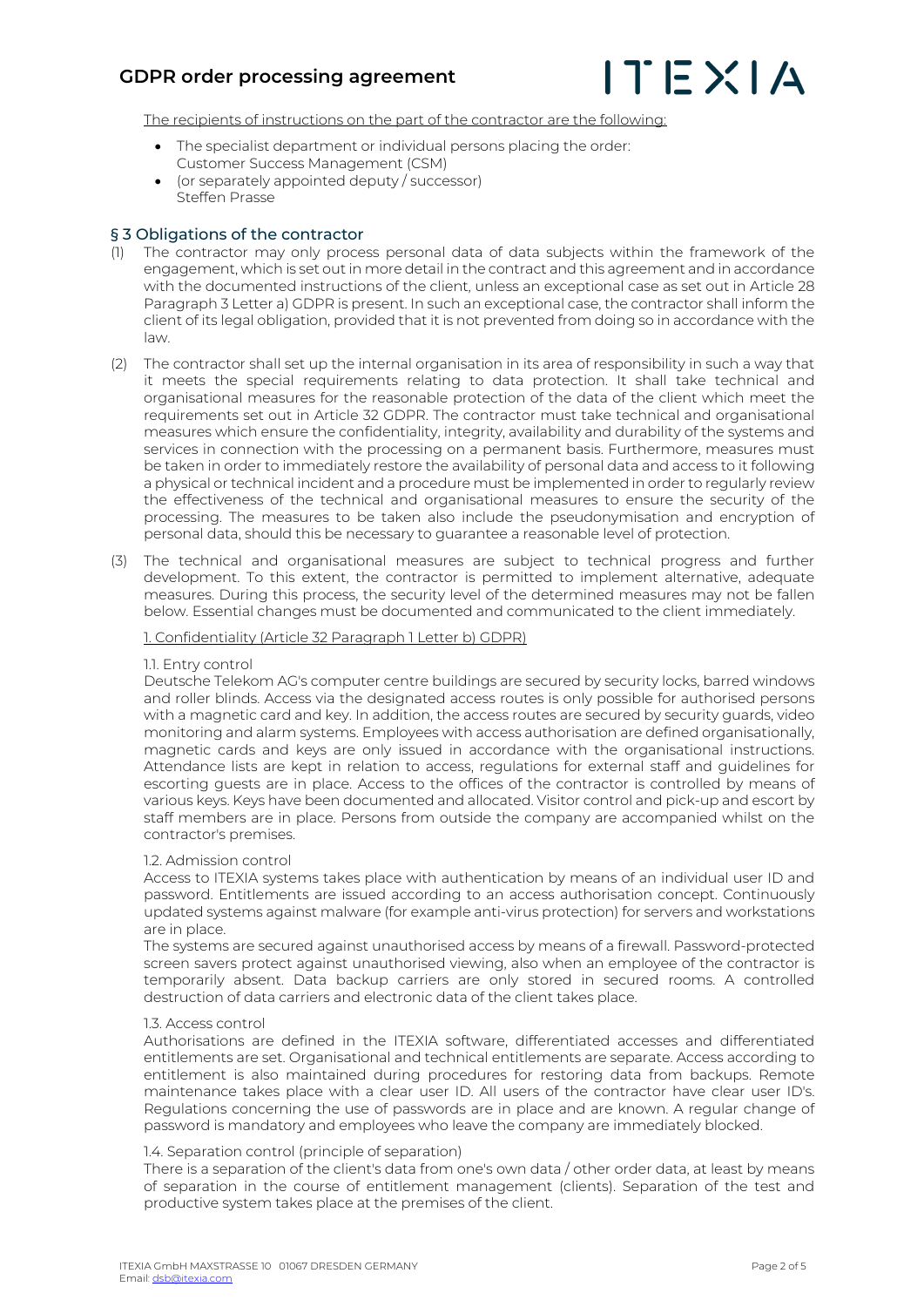The recipients of instructions on the part of the contractor are the following:

- The specialist department or individual persons placing the order:
  Customer Success Management (CSM)
- (or separately appointed deputy / successor)
  Steffen Prasse

## § 3 Obligations of the contractor

(1) The contractor may only process personal data of data subjects within the framework of the engagement, which is set out in more detail in the contract and this agreement and in accordance with the documented instructions of the client, unless an exceptional case as set out in Article 28 Paragraph 3 Letter a) GDPR is present. In such an exceptional case, the contractor shall inform the client of its legal obligation, provided that it is not prevented from doing so in accordance with the law.

(2) The contractor shall set up the internal organisation in its area of responsibility in such a way that it meets the special requirements relating to data protection. It shall take technical and organisational measures for the reasonable protection of the data of the client which meet the requirements set out in Article 32 GDPR. The contractor must take technical and organisational measures which ensure the confidentiality, integrity, availability and durability of the systems and services in connection with the processing on a permanent basis. Furthermore, measures must be taken in order to immediately restore the availability of personal data and access to it following a physical or technical incident and a procedure must be implemented in order to regularly review the effectiveness of the technical and organisational measures to ensure the security of the processing. The measures to be taken also include the pseudonymisation and encryption of personal data, should this be necessary to guarantee a reasonable level of protection.

(3) The technical and organisational measures are subject to technical progress and further development. To this extent, the contractor is permitted to implement alternative, adequate measures. During this process, the security level of the determined measures may not be fallen below. Essential changes must be documented and communicated to the client immediately.

1. Confidentiality (Article 32 Paragraph 1 Letter b) GDPR)

1.1. Entry control
Deutsche Telekom AG's computer centre buildings are secured by security locks, barred windows and roller blinds. Access via the designated access routes is only possible for authorised persons with a magnetic card and key. In addition, the access routes are secured by security guards, video monitoring and alarm systems. Employees with access authorisation are defined organisationally, magnetic cards and keys are only issued in accordance with the organisational instructions. Attendance lists are kept in relation to access, regulations for external staff and guidelines for escorting guests are in place. Access to the offices of the contractor is controlled by means of various keys. Keys have been documented and allocated. Visitor control and pick-up and escort by staff members are in place. Persons from outside the company are accompanied whilst on the contractor's premises.

1.2. Admission control
Access to ITEXIA systems takes place with authentication by means of an individual user ID and password. Entitlements are issued according to an access authorisation concept. Continuously updated systems against malware (for example anti-virus protection) for servers and workstations are in place.
The systems are secured against unauthorised access by means of a firewall. Password-protected screen savers protect against unauthorised viewing, also when an employee of the contractor is temporarily absent. Data backup carriers are only stored in secured rooms. A controlled destruction of data carriers and electronic data of the client takes place.

1.3. Access control
Authorisations are defined in the ITEXIA software, differentiated accesses and differentiated entitlements are set. Organisational and technical entitlements are separate. Access according to entitlement is also maintained during procedures for restoring data from backups. Remote maintenance takes place with a clear user ID. All users of the contractor have clear user ID's. Regulations concerning the use of passwords are in place and are known. A regular change of password is mandatory and employees who leave the company are immediately blocked.

1.4. Separation control (principle of separation)
There is a separation of the client's data from one's own data / other order data, at least by means of separation in the course of entitlement management (clients). Separation of the test and productive system takes place at the premises of the client.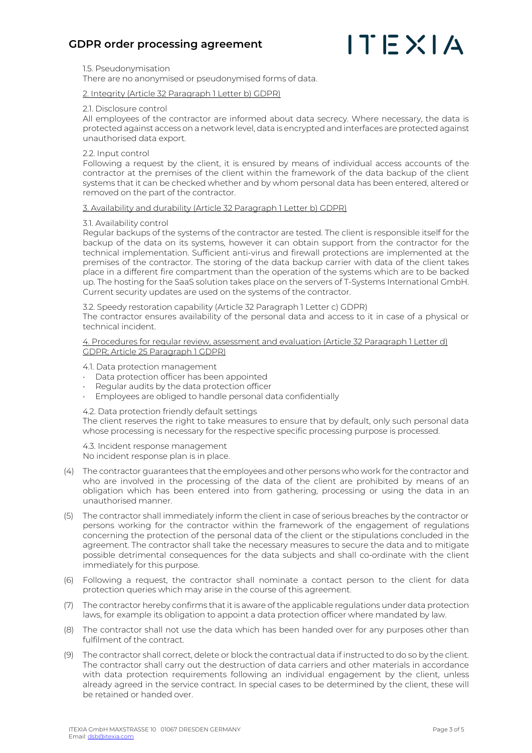1.5. Pseudonymisation
There are no anonymised or pseudonymised forms of data.

2. Integrity (Article 32 Paragraph 1 Letter b) GDPR)

2.1. Disclosure control
All employees of the contractor are informed about data secrecy. Where necessary, the data is protected against access on a network level, data is encrypted and interfaces are protected against unauthorised data export.

2.2. Input control
Following a request by the client, it is ensured by means of individual access accounts of the contractor at the premises of the client within the framework of the data backup of the client systems that it can be checked whether and by whom personal data has been entered, altered or removed on the part of the contractor.

3. Availability and durability (Article 32 Paragraph 1 Letter b) GDPR)

3.1. Availability control
Regular backups of the systems of the contractor are tested. The client is responsible itself for the backup of the data on its systems, however it can obtain support from the contractor for the technical implementation. Sufficient anti-virus and firewall protections are implemented at the premises of the contractor. The storing of the data backup carrier with data of the client takes place in a different fire compartment than the operation of the systems which are to be backed up. The hosting for the SaaS solution takes place on the servers of T-Systems International GmbH. Current security updates are used on the systems of the contractor.

3.2. Speedy restoration capability (Article 32 Paragraph 1 Letter c) GDPR)
The contractor ensures availability of the personal data and access to it in case of a physical or technical incident.

4. Procedures for regular review, assessment and evaluation (Article 32 Paragraph 1 Letter d) GDPR; Article 25 Paragraph 1 GDPR)

4.1. Data protection management
- Data protection officer has been appointed
- Regular audits by the data protection officer
- Employees are obliged to handle personal data confidentially

4.2. Data protection friendly default settings
The client reserves the right to take measures to ensure that by default, only such personal data whose processing is necessary for the respective specific processing purpose is processed.

4.3. Incident response management
No incident response plan is in place.

(4) The contractor guarantees that the employees and other persons who work for the contractor and who are involved in the processing of the data of the client are prohibited by means of an obligation which has been entered into from gathering, processing or using the data in an unauthorised manner.

(5) The contractor shall immediately inform the client in case of serious breaches by the contractor or persons working for the contractor within the framework of the engagement of regulations concerning the protection of the personal data of the client or the stipulations concluded in the agreement. The contractor shall take the necessary measures to secure the data and to mitigate possible detrimental consequences for the data subjects and shall co-ordinate with the client immediately for this purpose.

(6) Following a request, the contractor shall nominate a contact person to the client for data protection queries which may arise in the course of this agreement.

(7) The contractor hereby confirms that it is aware of the applicable regulations under data protection laws, for example its obligation to appoint a data protection officer where mandated by law.

(8) The contractor shall not use the data which has been handed over for any purposes other than fulfilment of the contract.

(9) The contractor shall correct, delete or block the contractual data if instructed to do so by the client. The contractor shall carry out the destruction of data carriers and other materials in accordance with data protection requirements following an individual engagement by the client, unless already agreed in the service contract. In special cases to be determined by the client, these will be retained or handed over.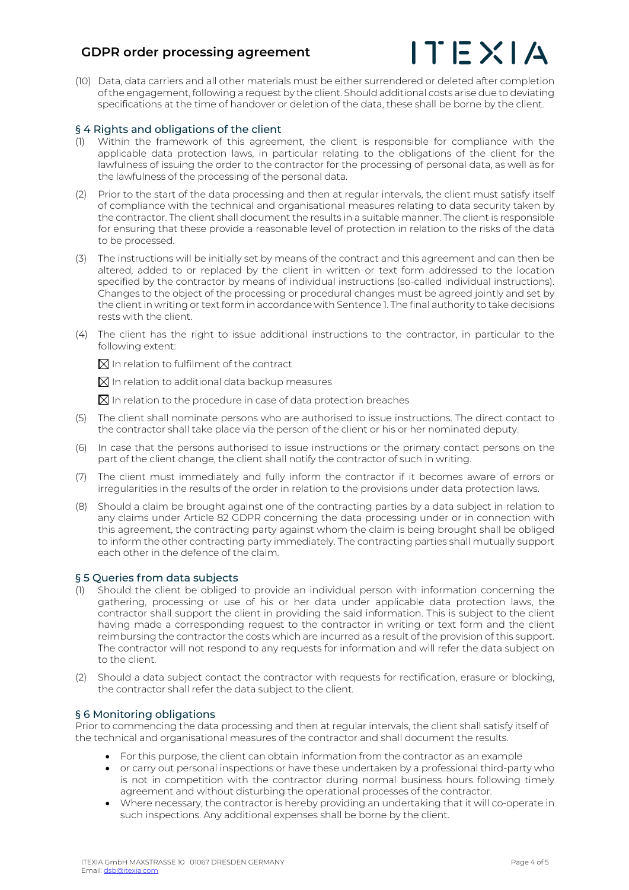(10) Data, data carriers and all other materials must be either surrendered or deleted after completion of the engagement, following a request by the client. Should additional costs arise due to deviating specifications at the time of handover or deletion of the data, these shall be borne by the client.

## § 4 Rights and obligations of the client

(1) Within the framework of this agreement, the client is responsible for compliance with the applicable data protection laws, in particular relating to the obligations of the client for the lawfulness of issuing the order to the contractor for the processing of personal data, as well as for the lawfulness of the processing of the personal data.

(2) Prior to the start of the data processing and then at regular intervals, the client must satisfy itself of compliance with the technical and organisational measures relating to data security taken by the contractor. The client shall document the results in a suitable manner. The client is responsible for ensuring that these provide a reasonable level of protection in relation to the risks of the data to be processed.

(3) The instructions will be initially set by means of the contract and this agreement and can then be altered, added to or replaced by the client in written or text form addressed to the location specified by the contractor by means of individual instructions (so-called individual instructions). Changes to the object of the processing or procedural changes must be agreed jointly and set by the client in writing or text form in accordance with Sentence 1. The final authority to take decisions rests with the client.

(4) The client has the right to issue additional instructions to the contractor, in particular to the following extent:

☒ In relation to fulfilment of the contract

☒ In relation to additional data backup measures

☒ In relation to the procedure in case of data protection breaches

(5) The client shall nominate persons who are authorised to issue instructions. The direct contact to the contractor shall take place via the person of the client or his or her nominated deputy.

(6) In case that the persons authorised to issue instructions or the primary contact persons on the part of the client change, the client shall notify the contractor of such in writing.

(7) The client must immediately and fully inform the contractor if it becomes aware of errors or irregularities in the results of the order in relation to the provisions under data protection laws.

(8) Should a claim be brought against one of the contracting parties by a data subject in relation to any claims under Article 82 GDPR concerning the data processing under or in connection with this agreement, the contracting party against whom the claim is being brought shall be obliged to inform the other contracting party immediately. The contracting parties shall mutually support each other in the defence of the claim.

## § 5 Queries from data subjects

(1) Should the client be obliged to provide an individual person with information concerning the gathering, processing or use of his or her data under applicable data protection laws, the contractor shall support the client in providing the said information. This is subject to the client having made a corresponding request to the contractor in writing or text form and the client reimbursing the contractor the costs which are incurred as a result of the provision of this support. The contractor will not respond to any requests for information and will refer the data subject on to the client.

(2) Should a data subject contact the contractor with requests for rectification, erasure or blocking, the contractor shall refer the data subject to the client.

## § 6 Monitoring obligations

Prior to commencing the data processing and then at regular intervals, the client shall satisfy itself of the technical and organisational measures of the contractor and shall document the results.

- For this purpose, the client can obtain information from the contractor as an example
- or carry out personal inspections or have these undertaken by a professional third-party who is not in competition with the contractor during normal business hours following timely agreement and without disturbing the operational processes of the contractor.
- Where necessary, the contractor is hereby providing an undertaking that it will co-operate in such inspections. Any additional expenses shall be borne by the client.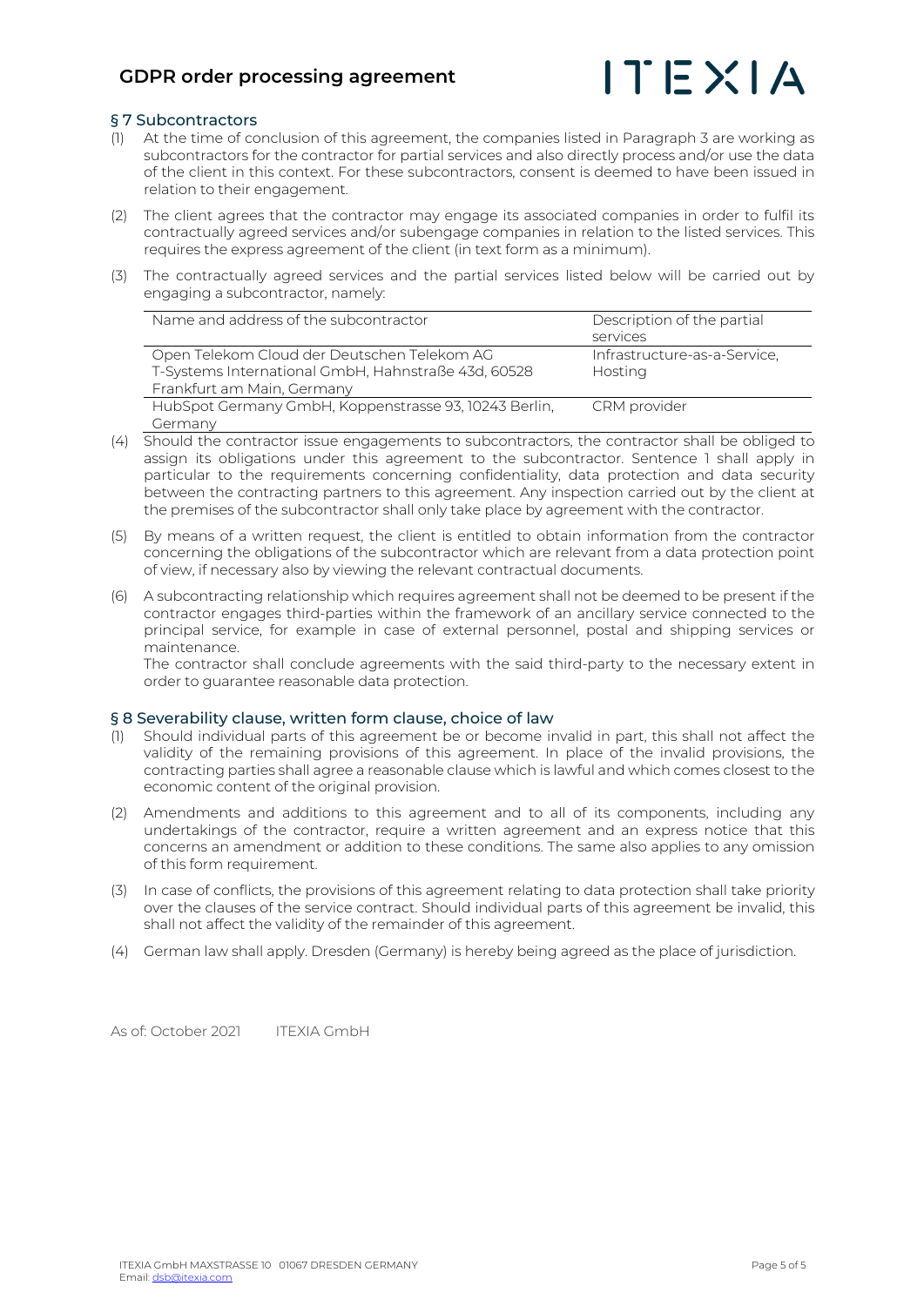## § 7 Subcontractors

(1) At the time of conclusion of this agreement, the companies listed in Paragraph 3 are working as subcontractors for the contractor for partial services and also directly process and/or use the data of the client in this context. For these subcontractors, consent is deemed to have been issued in relation to their engagement.

(2) The client agrees that the contractor may engage its associated companies in order to fulfil its contractually agreed services and/or subengage companies in relation to the listed services. This requires the express agreement of the client (in text form as a minimum).

(3) The contractually agreed services and the partial services listed below will be carried out by engaging a subcontractor, namely:

| Name and address of the subcontractor | Description of the partial services |
|---|---|
| Open Telekom Cloud der Deutschen Telekom AG T-Systems International GmbH, Hahnstraße 43d, 60528 Frankfurt am Main, Germany | Infrastructure-as-a-Service, Hosting |
| HubSpot Germany GmbH, Koppenstrasse 93, 10243 Berlin, Germany | CRM provider |

(4) Should the contractor issue engagements to subcontractors, the contractor shall be obliged to assign its obligations under this agreement to the subcontractor. Sentence 1 shall apply in particular to the requirements concerning confidentiality, data protection and data security between the contracting partners to this agreement. Any inspection carried out by the client at the premises of the subcontractor shall only take place by agreement with the contractor.

(5) By means of a written request, the client is entitled to obtain information from the contractor concerning the obligations of the subcontractor which are relevant from a data protection point of view, if necessary also by viewing the relevant contractual documents.

(6) A subcontracting relationship which requires agreement shall not be deemed to be present if the contractor engages third-parties within the framework of an ancillary service connected to the principal service, for example in case of external personnel, postal and shipping services or maintenance.
The contractor shall conclude agreements with the said third-party to the necessary extent in order to guarantee reasonable data protection.

## § 8 Severability clause, written form clause, choice of law

(1) Should individual parts of this agreement be or become invalid in part, this shall not affect the validity of the remaining provisions of this agreement. In place of the invalid provisions, the contracting parties shall agree a reasonable clause which is lawful and which comes closest to the economic content of the original provision.

(2) Amendments and additions to this agreement and to all of its components, including any undertakings of the contractor, require a written agreement and an express notice that this concerns an amendment or addition to these conditions. The same also applies to any omission of this form requirement.

(3) In case of conflicts, the provisions of this agreement relating to data protection shall take priority over the clauses of the service contract. Should individual parts of this agreement be invalid, this shall not affect the validity of the remainder of this agreement.

(4) German law shall apply. Dresden (Germany) is hereby being agreed as the place of jurisdiction.

As of: October 2021 ITEXIA GmbH